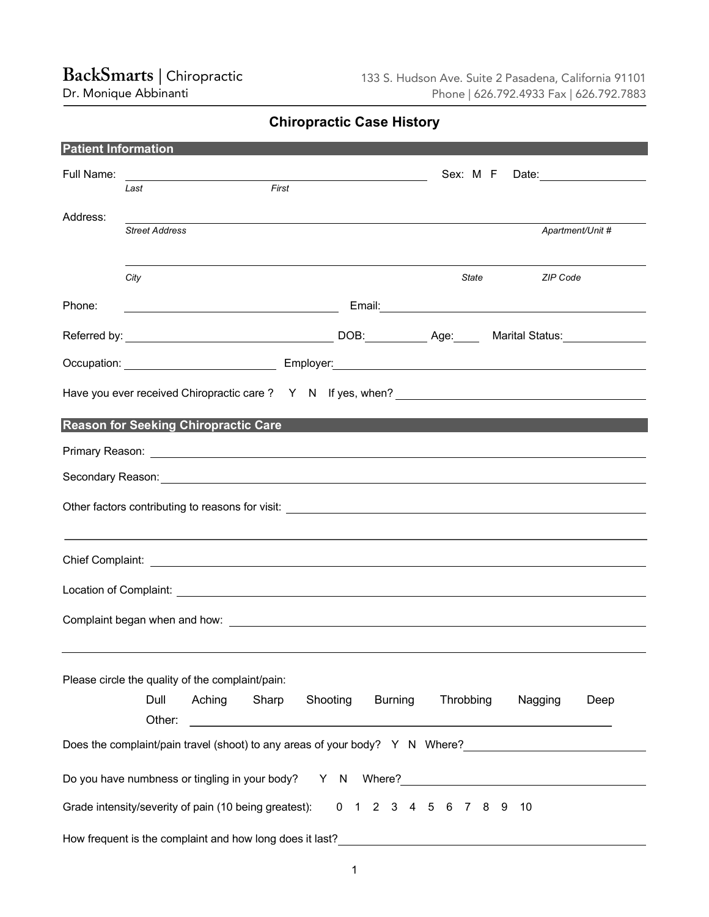**BackSmarts** | Chiropractic
Dr. Monique Abbinanti

133 S. Hudson Ave. Suite 2 Pasadena, California 91101
Phone | 626.792.4933 Fax | 626.792.7883

# Chiropractic Case History

## Patient Information

Full Name: ______________________________ Sex: M F Date: ____________
*Last* *First*

Address: ______________________________________________
*Street Address* *Apartment/Unit #*

______________________________________________
*City* *State* *ZIP Code*

Phone: ____________________ Email: ____________________

Referred by: ____________________ DOB: __________ Age: _____ Marital Status: __________

Occupation: ____________________ Employer: ____________________

Have you ever received Chiropractic care ? Y N If yes, when? ____________________

## Reason for Seeking Chiropractic Care

Primary Reason: ______________________________________________

Secondary Reason: ______________________________________________

Other factors contributing to reasons for visit: ______________________________________________

______________________________________________

Chief Complaint: ______________________________________________

Location of Complaint: ______________________________________________

Complaint began when and how: ______________________________________________

______________________________________________

Please circle the quality of the complaint/pain:

Dull Aching Sharp Shooting Burning Throbbing Nagging Deep

Other: ______________________________________________

Does the complaint/pain travel (shoot) to any areas of your body? Y N Where? ____________________

Do you have numbness or tingling in your body? Y N Where? ____________________

Grade intensity/severity of pain (10 being greatest): 0 1 2 3 4 5 6 7 8 9 10

How frequent is the complaint and how long does it last? ____________________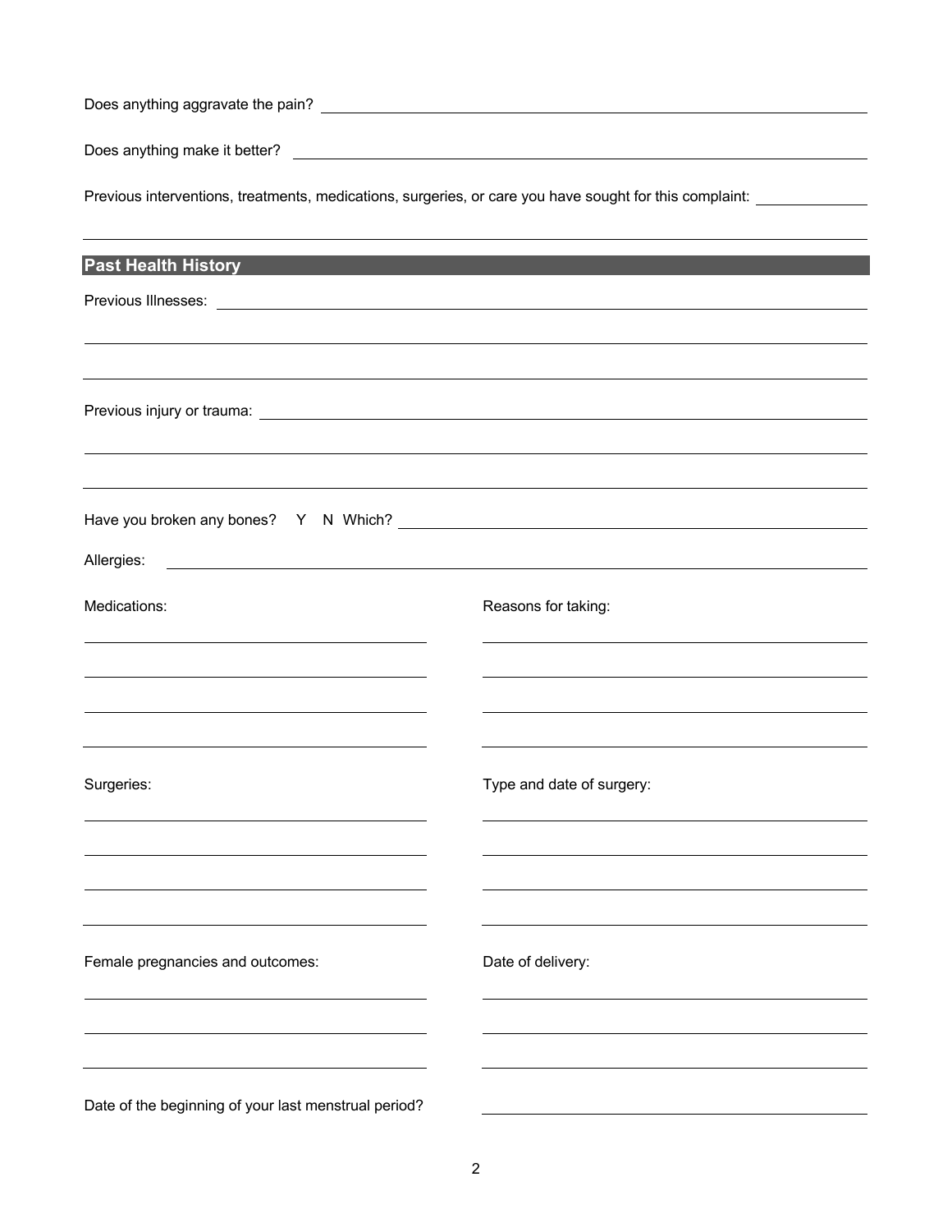Does anything aggravate the pain? ______________________________________________

Does anything make it better? ______________________________________________

Previous interventions, treatments, medications, surgeries, or care you have sought for this complaint: ____________

______________________________________________

## Past Health History

Previous Illnesses: ______________________________________________

______________________________________________

______________________________________________

Previous injury or trauma: ______________________________________________

______________________________________________

______________________________________________

Have you broken any bones? Y N Which? ______________________________________________

Allergies: ______________________________________________

| Medications: | Reasons for taking: |
| --- | --- |
| | |
| | |
| | |
| | |

| Surgeries: | Type and date of surgery: |
| --- | --- |
| | |
| | |
| | |
| | |

| Female pregnancies and outcomes: | Date of delivery: |
| --- | --- |
| | |
| | |
| | |

Date of the beginning of your last menstrual period? ______________________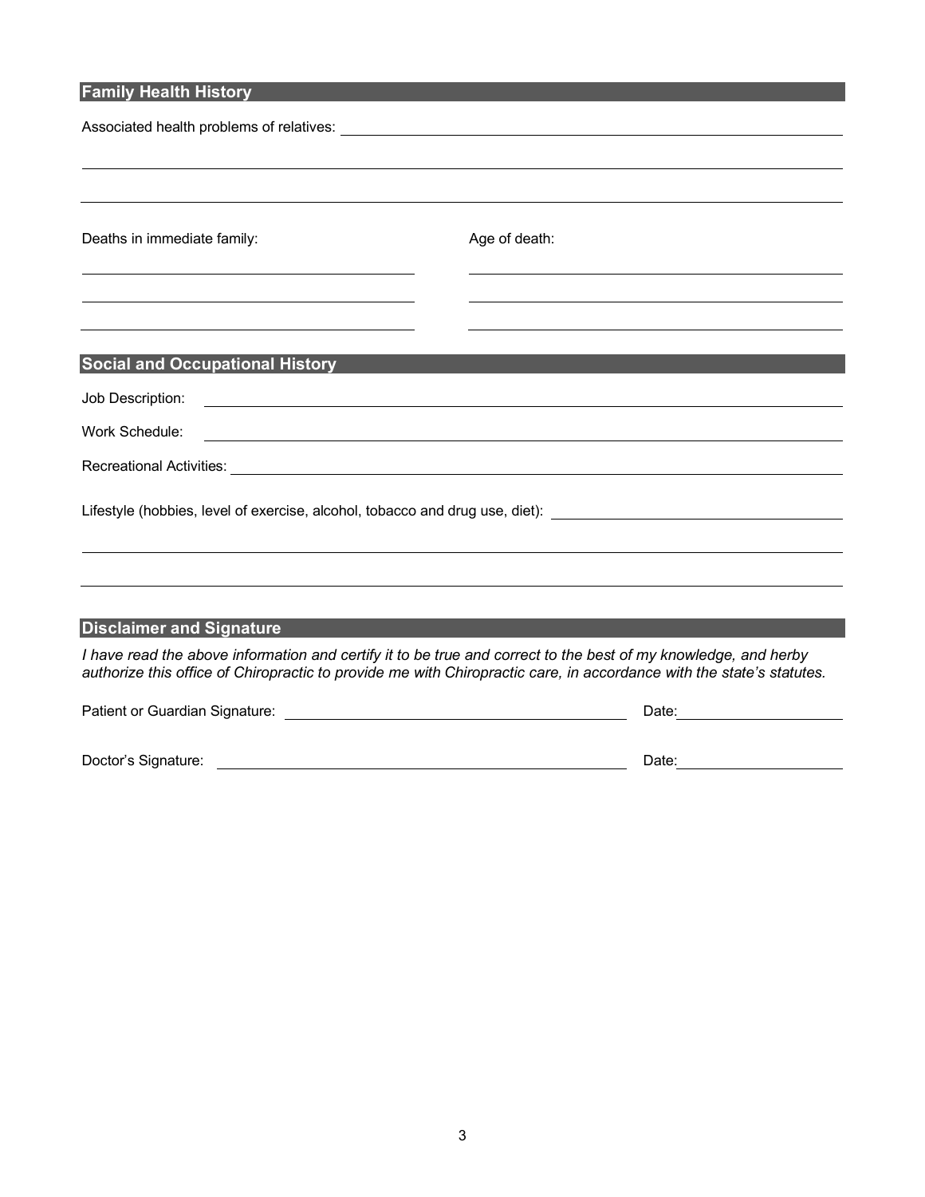## Family Health History

Associated health problems of relatives: ______________________________________________

______________________________________________________________________________

______________________________________________________________________________

Deaths in immediate family: ______________________ Age of death: ______________________

______________________ ______________________

______________________ ______________________

______________________ ______________________

## Social and Occupational History

Job Description: ______________________________________________

Work Schedule: ______________________________________________

Recreational Activities: ______________________________________________

Lifestyle (hobbies, level of exercise, alcohol, tobacco and drug use, diet): ______________________

______________________________________________________________________________

______________________________________________________________________________

## Disclaimer and Signature

*I have read the above information and certify it to be true and correct to the best of my knowledge, and herby authorize this office of Chiropractic to provide me with Chiropractic care, in accordance with the state's statutes.*

Patient or Guardian Signature: ______________________ Date: ______________________

Doctor's Signature: ______________________ Date: ______________________